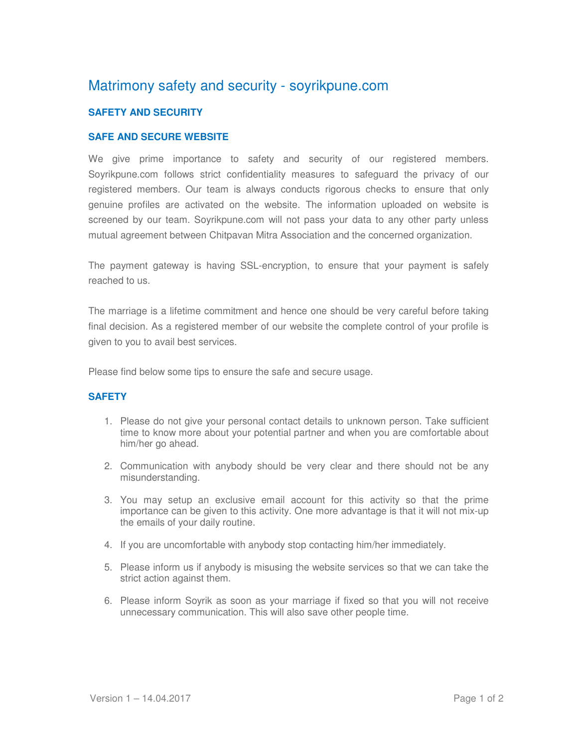# Matrimony safety and security - soyrikpune.com

## SAFETY AND SECURITY

### SAFE AND SECURE WEBSITE

We give prime importance to safety and security of our registered members. Soyrikpune.com follows strict confidentiality measures to safeguard the privacy of our registered members. Our team is always conducts rigorous checks to ensure that only genuine profiles are activated on the website. The information uploaded on website is screened by our team. Soyrikpune.com will not pass your data to any other party unless mutual agreement between Chitpavan Mitra Association and the concerned organization.

The payment gateway is having SSL-encryption, to ensure that your payment is safely reached to us.

The marriage is a lifetime commitment and hence one should be very careful before taking final decision. As a registered member of our website the complete control of your profile is given to you to avail best services.

Please find below some tips to ensure the safe and secure usage.

### SAFETY

1. Please do not give your personal contact details to unknown person. Take sufficient time to know more about your potential partner and when you are comfortable about him/her go ahead.
2. Communication with anybody should be very clear and there should not be any misunderstanding.
3. You may setup an exclusive email account for this activity so that the prime importance can be given to this activity. One more advantage is that it will not mix-up the emails of your daily routine.
4. If you are uncomfortable with anybody stop contacting him/her immediately.
5. Please inform us if anybody is misusing the website services so that we can take the strict action against them.
6. Please inform Soyrik as soon as your marriage if fixed so that you will not receive unnecessary communication. This will also save other people time.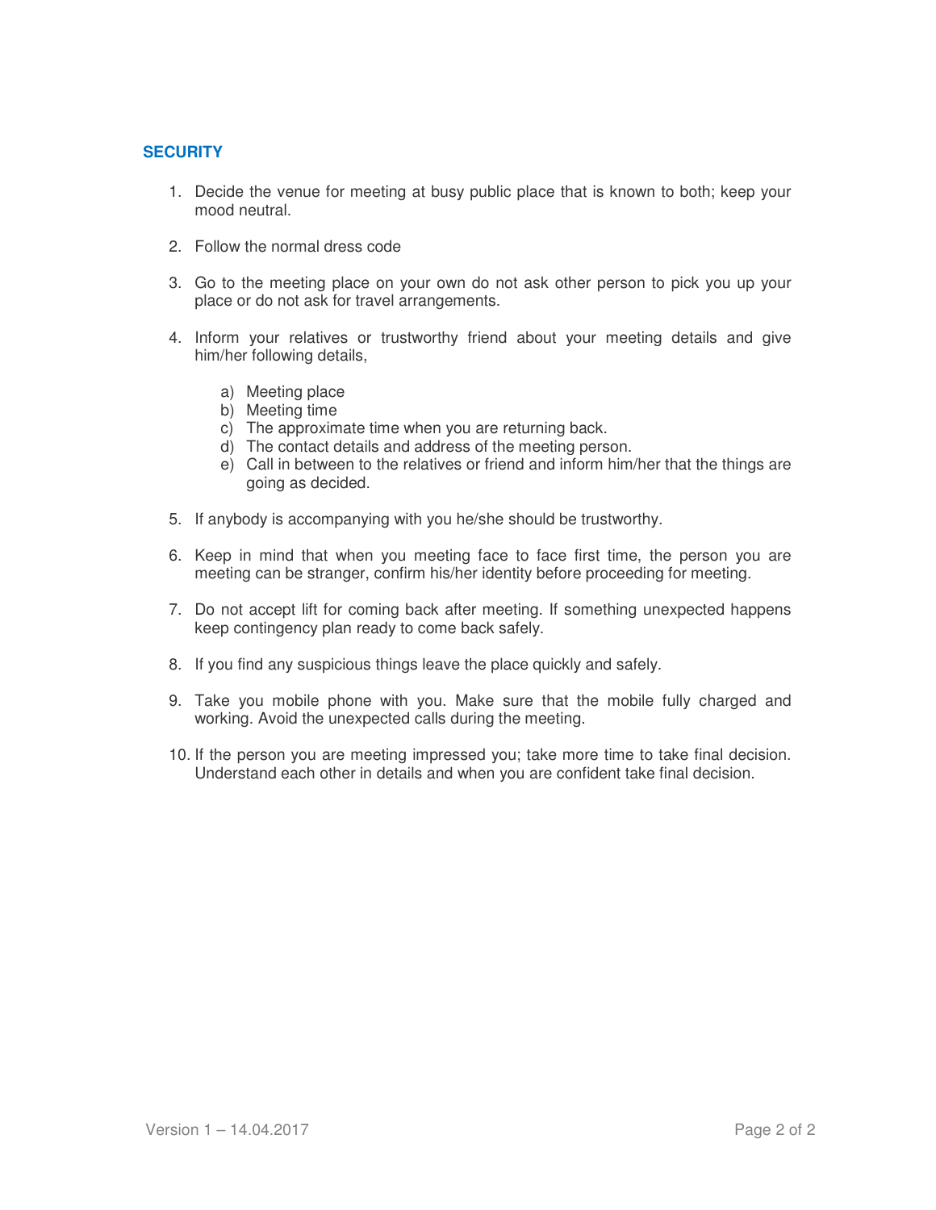## SECURITY

1. Decide the venue for meeting at busy public place that is known to both; keep your mood neutral.

2. Follow the normal dress code

3. Go to the meeting place on your own do not ask other person to pick you up your place or do not ask for travel arrangements.

4. Inform your relatives or trustworthy friend about your meeting details and give him/her following details,

    a) Meeting place
    b) Meeting time
    c) The approximate time when you are returning back.
    d) The contact details and address of the meeting person.
    e) Call in between to the relatives or friend and inform him/her that the things are going as decided.

5. If anybody is accompanying with you he/she should be trustworthy.

6. Keep in mind that when you meeting face to face first time, the person you are meeting can be stranger, confirm his/her identity before proceeding for meeting.

7. Do not accept lift for coming back after meeting. If something unexpected happens keep contingency plan ready to come back safely.

8. If you find any suspicious things leave the place quickly and safely.

9. Take you mobile phone with you. Make sure that the mobile fully charged and working. Avoid the unexpected calls during the meeting.

10. If the person you are meeting impressed you; take more time to take final decision. Understand each other in details and when you are confident take final decision.

Version 1 – 14.04.2017